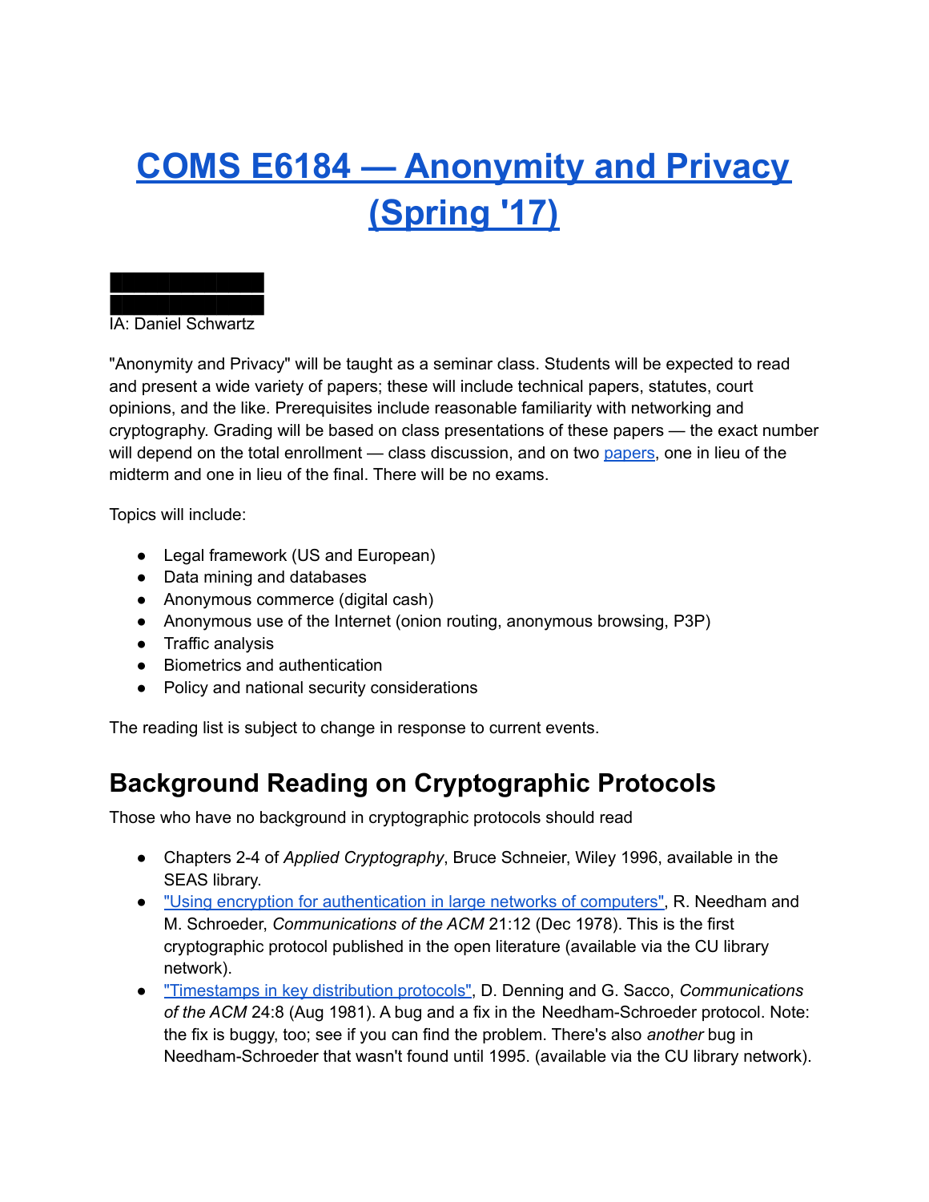# [COMS E6184 — Anonymity and Privacy (Spring '17)]()

IA: Daniel Schwartz

"Anonymity and Privacy" will be taught as a seminar class. Students will be expected to read and present a wide variety of papers; these will include technical papers, statutes, court opinions, and the like. Prerequisites include reasonable familiarity with networking and cryptography. Grading will be based on class presentations of these papers — the exact number will depend on the total enrollment — class discussion, and on two [papers](), one in lieu of the midterm and one in lieu of the final. There will be no exams.

Topics will include:

- Legal framework (US and European)
- Data mining and databases
- Anonymous commerce (digital cash)
- Anonymous use of the Internet (onion routing, anonymous browsing, P3P)
- Traffic analysis
- Biometrics and authentication
- Policy and national security considerations

The reading list is subject to change in response to current events.

## Background Reading on Cryptographic Protocols

Those who have no background in cryptographic protocols should read

- Chapters 2-4 of *Applied Cryptography*, Bruce Schneier, Wiley 1996, available in the SEAS library.
- ["Using encryption for authentication in large networks of computers"](), R. Needham and M. Schroeder, *Communications of the ACM* 21:12 (Dec 1978). This is the first cryptographic protocol published in the open literature (available via the CU library network).
- ["Timestamps in key distribution protocols"](), D. Denning and G. Sacco, *Communications of the ACM* 24:8 (Aug 1981). A bug and a fix in the Needham-Schroeder protocol. Note: the fix is buggy, too; see if you can find the problem. There's also *another* bug in Needham-Schroeder that wasn't found until 1995. (available via the CU library network).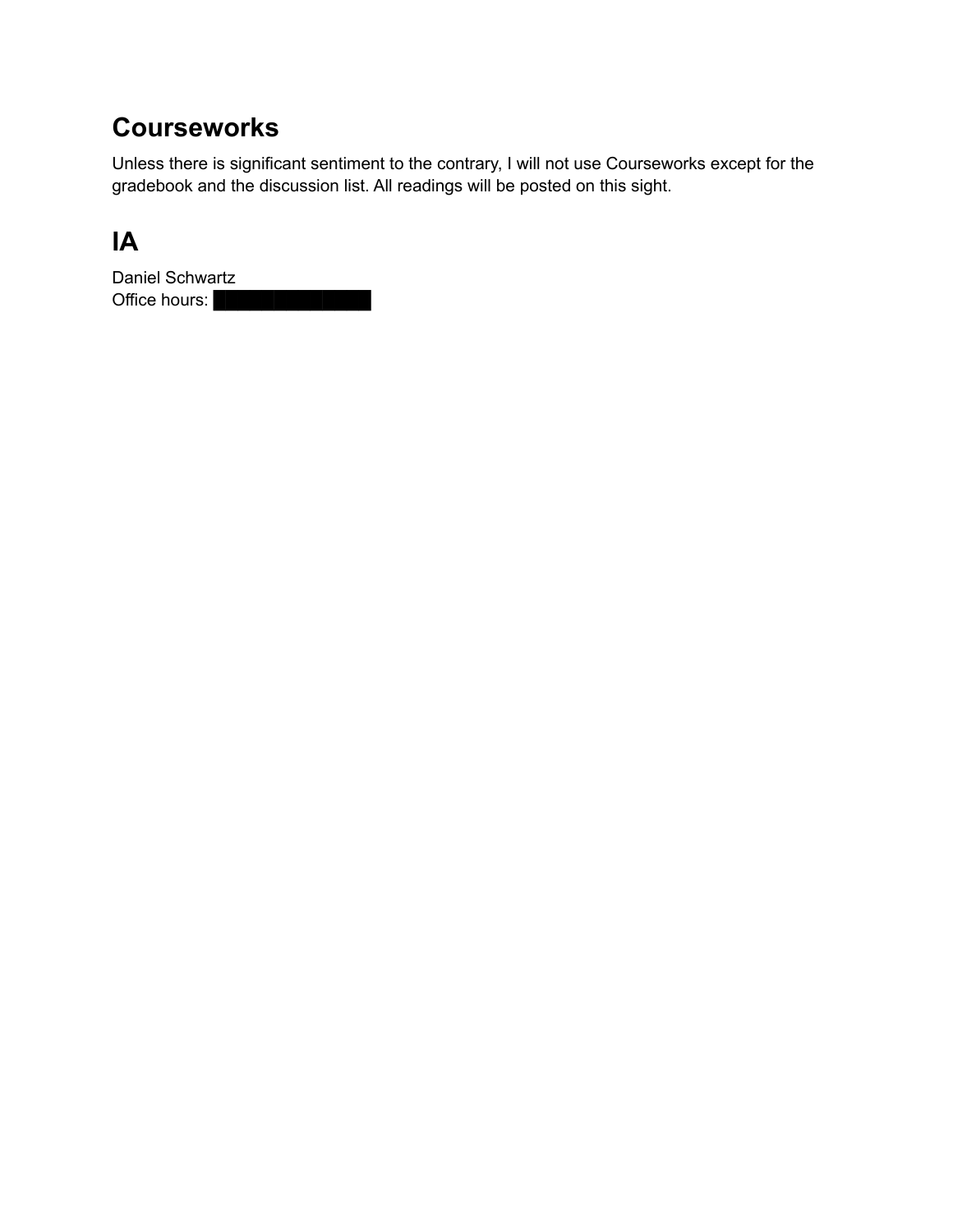## Courseworks

Unless there is significant sentiment to the contrary, I will not use Courseworks except for the gradebook and the discussion list. All readings will be posted on this sight.

## IA

Daniel Schwartz
Office hours: ████████████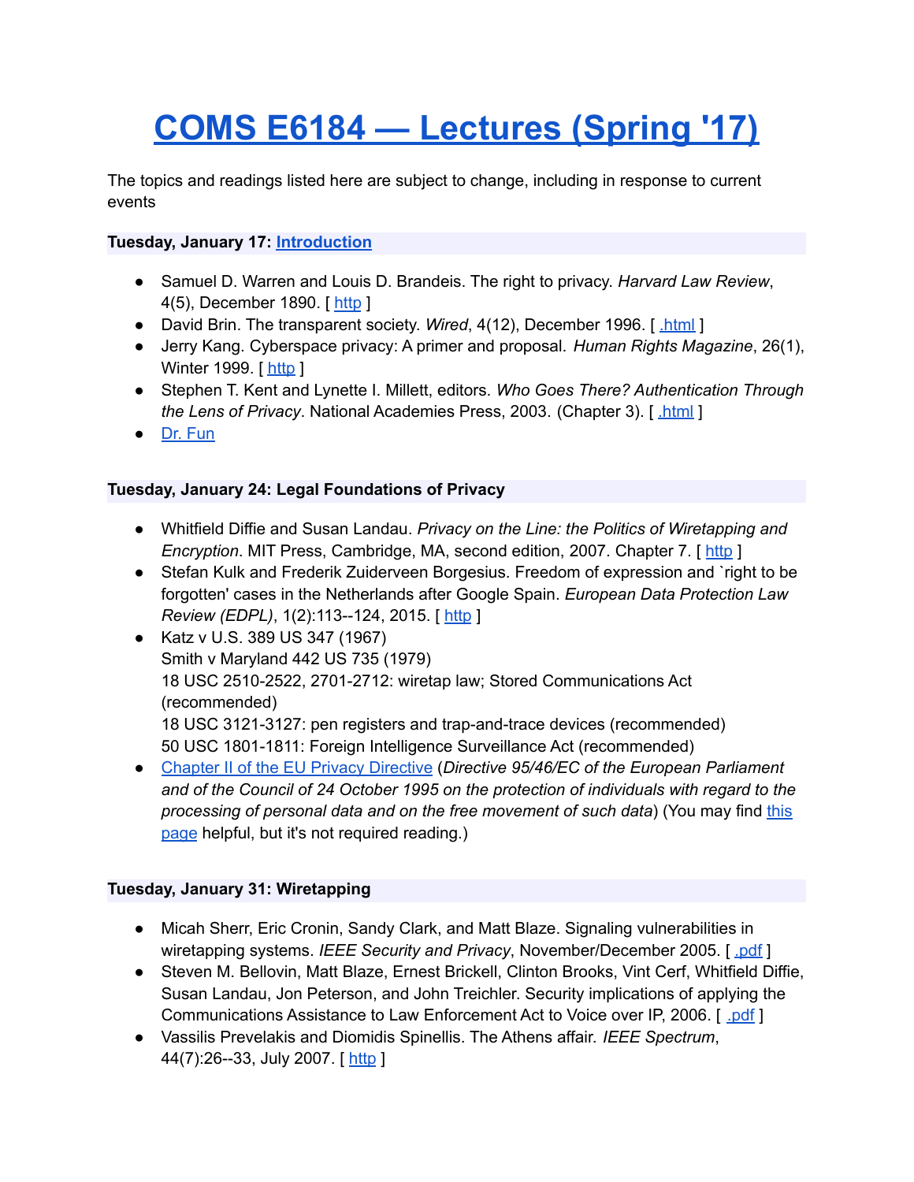# COMS E6184 — Lectures (Spring '17)

The topics and readings listed here are subject to change, including in response to current events

**Tuesday, January 17: Introduction**

- Samuel D. Warren and Louis D. Brandeis. The right to privacy. *Harvard Law Review*, 4(5), December 1890. [ http ]
- David Brin. The transparent society. *Wired*, 4(12), December 1996. [ .html ]
- Jerry Kang. Cyberspace privacy: A primer and proposal. *Human Rights Magazine*, 26(1), Winter 1999. [ http ]
- Stephen T. Kent and Lynette I. Millett, editors. *Who Goes There? Authentication Through the Lens of Privacy*. National Academies Press, 2003. (Chapter 3). [ .html ]
- Dr. Fun

**Tuesday, January 24: Legal Foundations of Privacy**

- Whitfield Diffie and Susan Landau. *Privacy on the Line: the Politics of Wiretapping and Encryption*. MIT Press, Cambridge, MA, second edition, 2007. Chapter 7. [ http ]
- Stefan Kulk and Frederik Zuiderveen Borgesius. Freedom of expression and `right to be forgotten' cases in the Netherlands after Google Spain. *European Data Protection Law Review (EDPL)*, 1(2):113--124, 2015. [ http ]
- Katz v U.S. 389 US 347 (1967)
  Smith v Maryland 442 US 735 (1979)
  18 USC 2510-2522, 2701-2712: wiretap law; Stored Communications Act (recommended)
  18 USC 3121-3127: pen registers and trap-and-trace devices (recommended)
  50 USC 1801-1811: Foreign Intelligence Surveillance Act (recommended)
- Chapter II of the EU Privacy Directive (*Directive 95/46/EC of the European Parliament and of the Council of 24 October 1995 on the protection of individuals with regard to the processing of personal data and on the free movement of such data*) (You may find this page helpful, but it's not required reading.)

**Tuesday, January 31: Wiretapping**

- Micah Sherr, Eric Cronin, Sandy Clark, and Matt Blaze. Signaling vulnerabilities in wiretapping systems. *IEEE Security and Privacy*, November/December 2005. [ .pdf ]
- Steven M. Bellovin, Matt Blaze, Ernest Brickell, Clinton Brooks, Vint Cerf, Whitfield Diffie, Susan Landau, Jon Peterson, and John Treichler. Security implications of applying the Communications Assistance to Law Enforcement Act to Voice over IP, 2006. [ .pdf ]
- Vassilis Prevelakis and Diomidis Spinellis. The Athens affair. *IEEE Spectrum*, 44(7):26--33, July 2007. [ http ]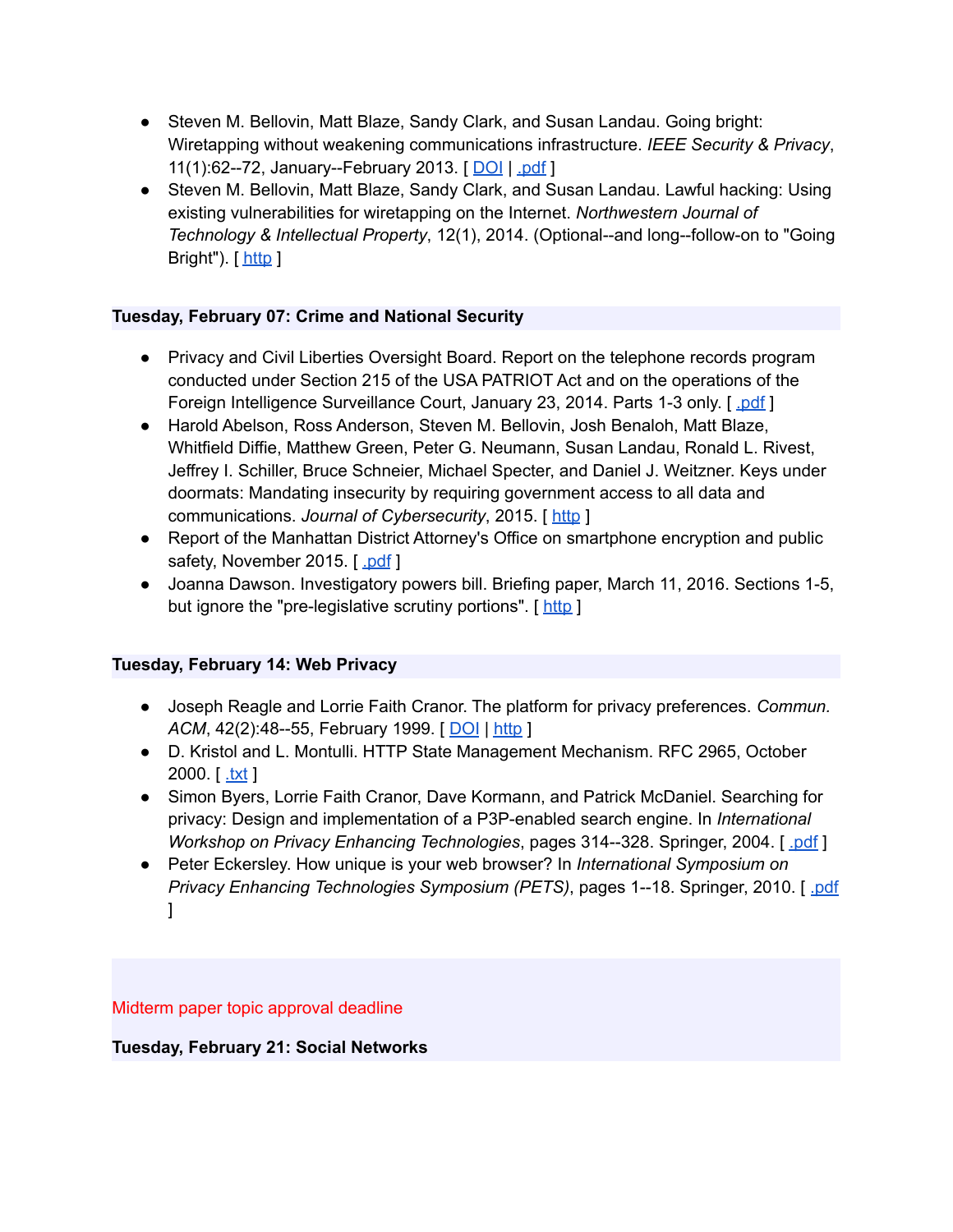- Steven M. Bellovin, Matt Blaze, Sandy Clark, and Susan Landau. Going bright: Wiretapping without weakening communications infrastructure. *IEEE Security & Privacy*, 11(1):62--72, January--February 2013. [ DOI | .pdf ]
- Steven M. Bellovin, Matt Blaze, Sandy Clark, and Susan Landau. Lawful hacking: Using existing vulnerabilities for wiretapping on the Internet. *Northwestern Journal of Technology & Intellectual Property*, 12(1), 2014. (Optional--and long--follow-on to "Going Bright"). [ http ]

**Tuesday, February 07: Crime and National Security**

- Privacy and Civil Liberties Oversight Board. Report on the telephone records program conducted under Section 215 of the USA PATRIOT Act and on the operations of the Foreign Intelligence Surveillance Court, January 23, 2014. Parts 1-3 only. [ .pdf ]
- Harold Abelson, Ross Anderson, Steven M. Bellovin, Josh Benaloh, Matt Blaze, Whitfield Diffie, Matthew Green, Peter G. Neumann, Susan Landau, Ronald L. Rivest, Jeffrey I. Schiller, Bruce Schneier, Michael Specter, and Daniel J. Weitzner. Keys under doormats: Mandating insecurity by requiring government access to all data and communications. *Journal of Cybersecurity*, 2015. [ http ]
- Report of the Manhattan District Attorney's Office on smartphone encryption and public safety, November 2015. [ .pdf ]
- Joanna Dawson. Investigatory powers bill. Briefing paper, March 11, 2016. Sections 1-5, but ignore the "pre-legislative scrutiny portions". [ http ]

**Tuesday, February 14: Web Privacy**

- Joseph Reagle and Lorrie Faith Cranor. The platform for privacy preferences. *Commun. ACM*, 42(2):48--55, February 1999. [ DOI | http ]
- D. Kristol and L. Montulli. HTTP State Management Mechanism. RFC 2965, October 2000. [ .txt ]
- Simon Byers, Lorrie Faith Cranor, Dave Kormann, and Patrick McDaniel. Searching for privacy: Design and implementation of a P3P-enabled search engine. In *International Workshop on Privacy Enhancing Technologies*, pages 314--328. Springer, 2004. [ .pdf ]
- Peter Eckersley. How unique is your web browser? In *International Symposium on Privacy Enhancing Technologies Symposium (PETS)*, pages 1--18. Springer, 2010. [ .pdf ]

Midterm paper topic approval deadline

**Tuesday, February 21: Social Networks**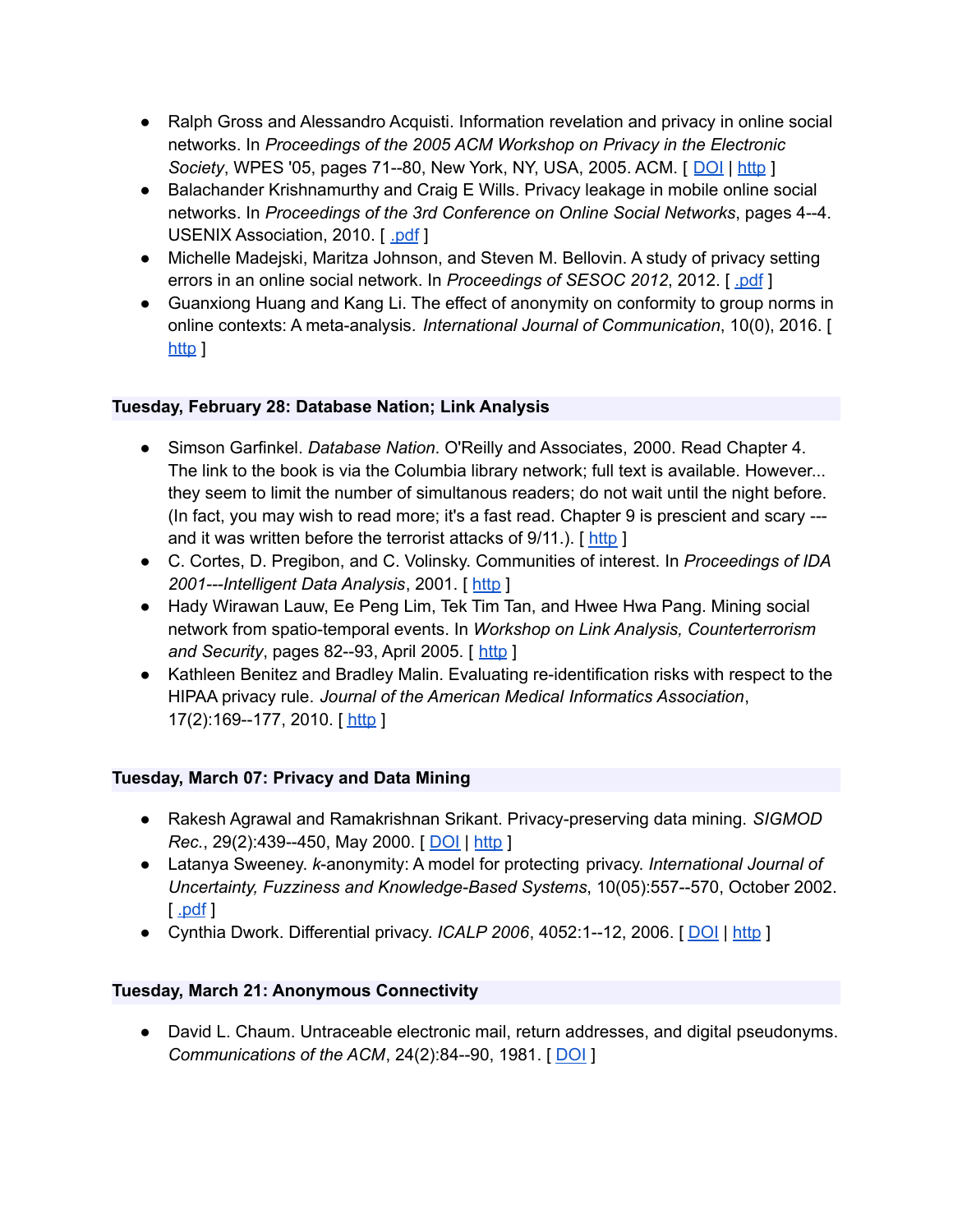- Ralph Gross and Alessandro Acquisti. Information revelation and privacy in online social networks. In *Proceedings of the 2005 ACM Workshop on Privacy in the Electronic Society*, WPES '05, pages 71--80, New York, NY, USA, 2005. ACM. [ DOI | http ]
- Balachander Krishnamurthy and Craig E Wills. Privacy leakage in mobile online social networks. In *Proceedings of the 3rd Conference on Online Social Networks*, pages 4--4. USENIX Association, 2010. [ .pdf ]
- Michelle Madejski, Maritza Johnson, and Steven M. Bellovin. A study of privacy setting errors in an online social network. In *Proceedings of SESOC 2012*, 2012. [ .pdf ]
- Guanxiong Huang and Kang Li. The effect of anonymity on conformity to group norms in online contexts: A meta-analysis. *International Journal of Communication*, 10(0), 2016. [ http ]

**Tuesday, February 28: Database Nation; Link Analysis**

- Simson Garfinkel. *Database Nation*. O'Reilly and Associates, 2000. Read Chapter 4. The link to the book is via the Columbia library network; full text is available. However... they seem to limit the number of simultanous readers; do not wait until the night before. (In fact, you may wish to read more; it's a fast read. Chapter 9 is prescient and scary --- and it was written before the terrorist attacks of 9/11.). [ http ]
- C. Cortes, D. Pregibon, and C. Volinsky. Communities of interest. In *Proceedings of IDA 2001---Intelligent Data Analysis*, 2001. [ http ]
- Hady Wirawan Lauw, Ee Peng Lim, Tek Tim Tan, and Hwee Hwa Pang. Mining social network from spatio-temporal events. In *Workshop on Link Analysis, Counterterrorism and Security*, pages 82--93, April 2005. [ http ]
- Kathleen Benitez and Bradley Malin. Evaluating re-identification risks with respect to the HIPAA privacy rule. *Journal of the American Medical Informatics Association*, 17(2):169--177, 2010. [ http ]

**Tuesday, March 07: Privacy and Data Mining**

- Rakesh Agrawal and Ramakrishnan Srikant. Privacy-preserving data mining. *SIGMOD Rec.*, 29(2):439--450, May 2000. [ DOI | http ]
- Latanya Sweeney. *k*-anonymity: A model for protecting privacy. *International Journal of Uncertainty, Fuzziness and Knowledge-Based Systems*, 10(05):557--570, October 2002. [ .pdf ]
- Cynthia Dwork. Differential privacy. *ICALP 2006*, 4052:1--12, 2006. [ DOI | http ]

**Tuesday, March 21: Anonymous Connectivity**

- David L. Chaum. Untraceable electronic mail, return addresses, and digital pseudonyms. *Communications of the ACM*, 24(2):84--90, 1981. [ DOI ]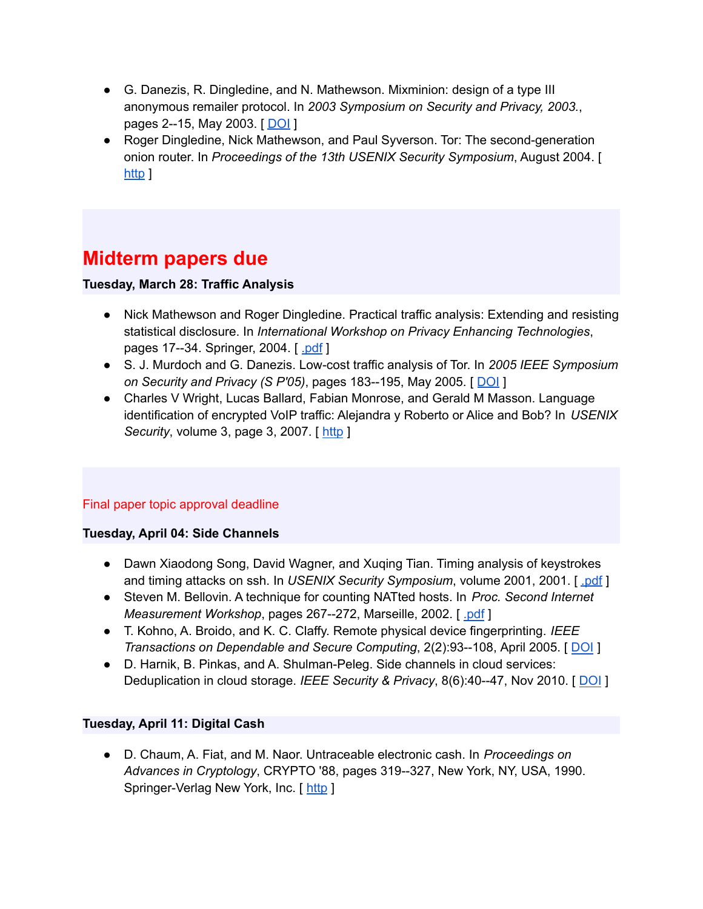- G. Danezis, R. Dingledine, and N. Mathewson. Mixminion: design of a type III anonymous remailer protocol. In *2003 Symposium on Security and Privacy, 2003.*, pages 2--15, May 2003. [ DOI ]
- Roger Dingledine, Nick Mathewson, and Paul Syverson. Tor: The second-generation onion router. In *Proceedings of the 13th USENIX Security Symposium*, August 2004. [ http ]

# Midterm papers due

**Tuesday, March 28: Traffic Analysis**

- Nick Mathewson and Roger Dingledine. Practical traffic analysis: Extending and resisting statistical disclosure. In *International Workshop on Privacy Enhancing Technologies*, pages 17--34. Springer, 2004. [ .pdf ]
- S. J. Murdoch and G. Danezis. Low-cost traffic analysis of Tor. In *2005 IEEE Symposium on Security and Privacy (S P'05)*, pages 183--195, May 2005. [ DOI ]
- Charles V Wright, Lucas Ballard, Fabian Monrose, and Gerald M Masson. Language identification of encrypted VoIP traffic: Alejandra y Roberto or Alice and Bob? In *USENIX Security*, volume 3, page 3, 2007. [ http ]

Final paper topic approval deadline

**Tuesday, April 04: Side Channels**

- Dawn Xiaodong Song, David Wagner, and Xuqing Tian. Timing analysis of keystrokes and timing attacks on ssh. In *USENIX Security Symposium*, volume 2001, 2001. [ .pdf ]
- Steven M. Bellovin. A technique for counting NATted hosts. In *Proc. Second Internet Measurement Workshop*, pages 267--272, Marseille, 2002. [ .pdf ]
- T. Kohno, A. Broido, and K. C. Claffy. Remote physical device fingerprinting. *IEEE Transactions on Dependable and Secure Computing*, 2(2):93--108, April 2005. [ DOI ]
- D. Harnik, B. Pinkas, and A. Shulman-Peleg. Side channels in cloud services: Deduplication in cloud storage. *IEEE Security & Privacy*, 8(6):40--47, Nov 2010. [ DOI ]

**Tuesday, April 11: Digital Cash**

- D. Chaum, A. Fiat, and M. Naor. Untraceable electronic cash. In *Proceedings on Advances in Cryptology*, CRYPTO '88, pages 319--327, New York, NY, USA, 1990. Springer-Verlag New York, Inc. [ http ]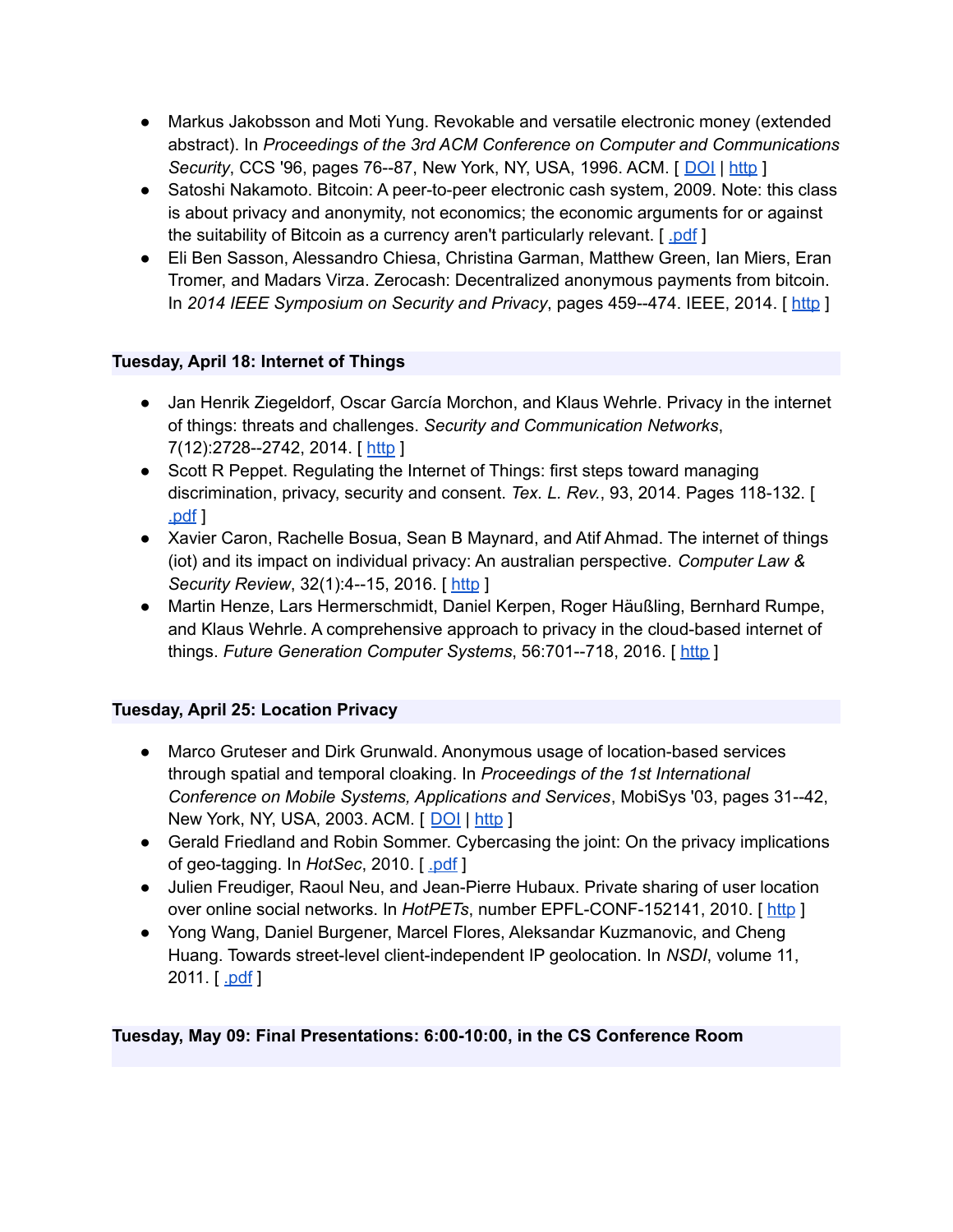- Markus Jakobsson and Moti Yung. Revokable and versatile electronic money (extended abstract). In *Proceedings of the 3rd ACM Conference on Computer and Communications Security*, CCS '96, pages 76--87, New York, NY, USA, 1996. ACM. [ DOI | http ]
- Satoshi Nakamoto. Bitcoin: A peer-to-peer electronic cash system, 2009. Note: this class is about privacy and anonymity, not economics; the economic arguments for or against the suitability of Bitcoin as a currency aren't particularly relevant. [ .pdf ]
- Eli Ben Sasson, Alessandro Chiesa, Christina Garman, Matthew Green, Ian Miers, Eran Tromer, and Madars Virza. Zerocash: Decentralized anonymous payments from bitcoin. In *2014 IEEE Symposium on Security and Privacy*, pages 459--474. IEEE, 2014. [ http ]

### Tuesday, April 18: Internet of Things

- Jan Henrik Ziegeldorf, Oscar García Morchon, and Klaus Wehrle. Privacy in the internet of things: threats and challenges. *Security and Communication Networks*, 7(12):2728--2742, 2014. [ http ]
- Scott R Peppet. Regulating the Internet of Things: first steps toward managing discrimination, privacy, security and consent. *Tex. L. Rev.*, 93, 2014. Pages 118-132. [ .pdf ]
- Xavier Caron, Rachelle Bosua, Sean B Maynard, and Atif Ahmad. The internet of things (iot) and its impact on individual privacy: An australian perspective. *Computer Law & Security Review*, 32(1):4--15, 2016. [ http ]
- Martin Henze, Lars Hermerschmidt, Daniel Kerpen, Roger Häußling, Bernhard Rumpe, and Klaus Wehrle. A comprehensive approach to privacy in the cloud-based internet of things. *Future Generation Computer Systems*, 56:701--718, 2016. [ http ]

### Tuesday, April 25: Location Privacy

- Marco Gruteser and Dirk Grunwald. Anonymous usage of location-based services through spatial and temporal cloaking. In *Proceedings of the 1st International Conference on Mobile Systems, Applications and Services*, MobiSys '03, pages 31--42, New York, NY, USA, 2003. ACM. [ DOI | http ]
- Gerald Friedland and Robin Sommer. Cybercasing the joint: On the privacy implications of geo-tagging. In *HotSec*, 2010. [ .pdf ]
- Julien Freudiger, Raoul Neu, and Jean-Pierre Hubaux. Private sharing of user location over online social networks. In *HotPETs*, number EPFL-CONF-152141, 2010. [ http ]
- Yong Wang, Daniel Burgener, Marcel Flores, Aleksandar Kuzmanovic, and Cheng Huang. Towards street-level client-independent IP geolocation. In *NSDI*, volume 11, 2011. [ .pdf ]

### Tuesday, May 09: Final Presentations: 6:00-10:00, in the CS Conference Room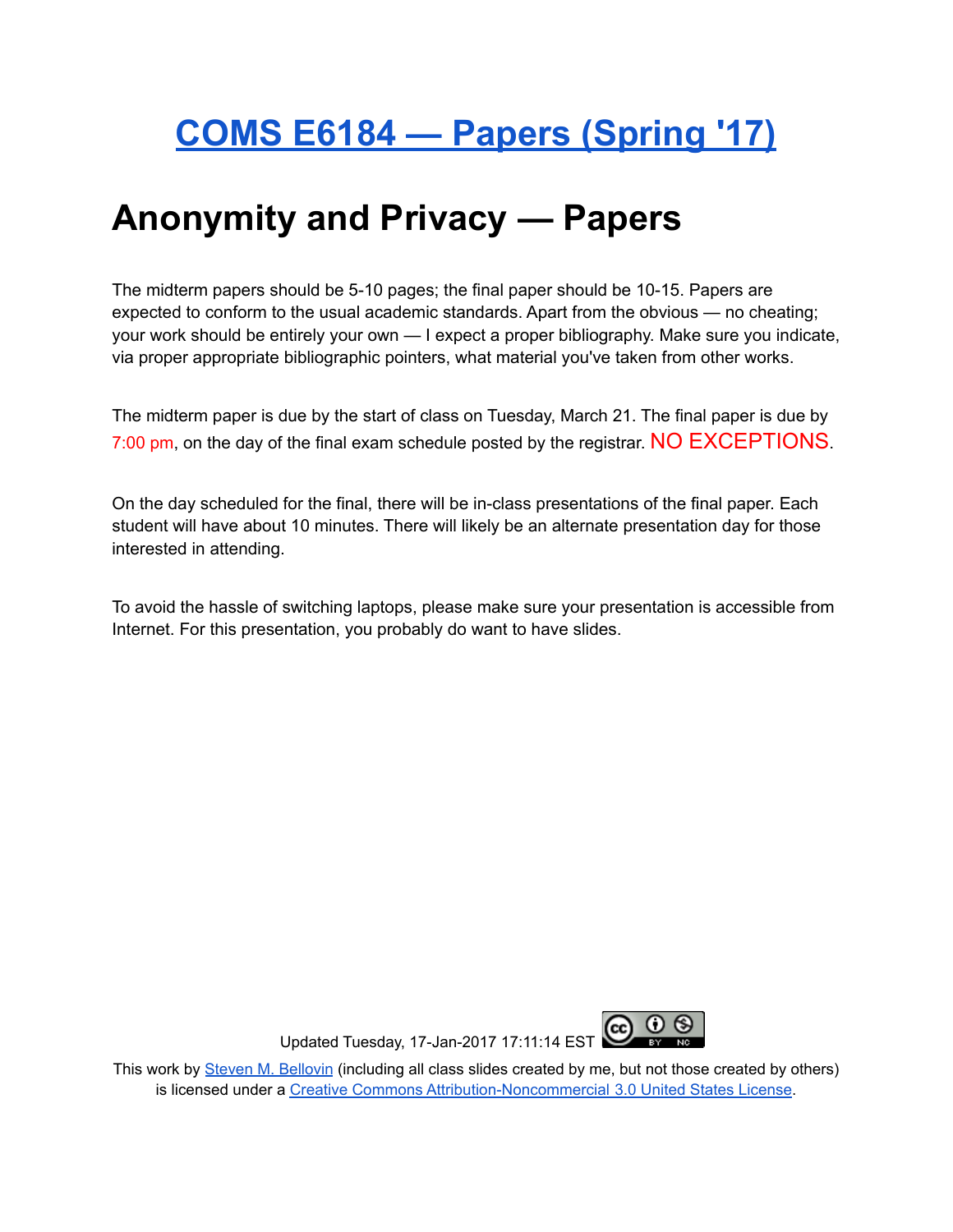# [COMS E6184 — Papers (Spring '17)]

## Anonymity and Privacy — Papers

The midterm papers should be 5-10 pages; the final paper should be 10-15. Papers are expected to conform to the usual academic standards. Apart from the obvious — no cheating; your work should be entirely your own — I expect a proper bibliography. Make sure you indicate, via proper appropriate bibliographic pointers, what material you've taken from other works.

The midterm paper is due by the start of class on Tuesday, March 21. The final paper is due by 7:00 pm, on the day of the final exam schedule posted by the registrar. NO EXCEPTIONS.

On the day scheduled for the final, there will be in-class presentations of the final paper. Each student will have about 10 minutes. There will likely be an alternate presentation day for those interested in attending.

To avoid the hassle of switching laptops, please make sure your presentation is accessible from Internet. For this presentation, you probably do want to have slides.

Updated Tuesday, 17-Jan-2017 17:11:14 EST

This work by Steven M. Bellovin (including all class slides created by me, but not those created by others) is licensed under a Creative Commons Attribution-Noncommercial 3.0 United States License.